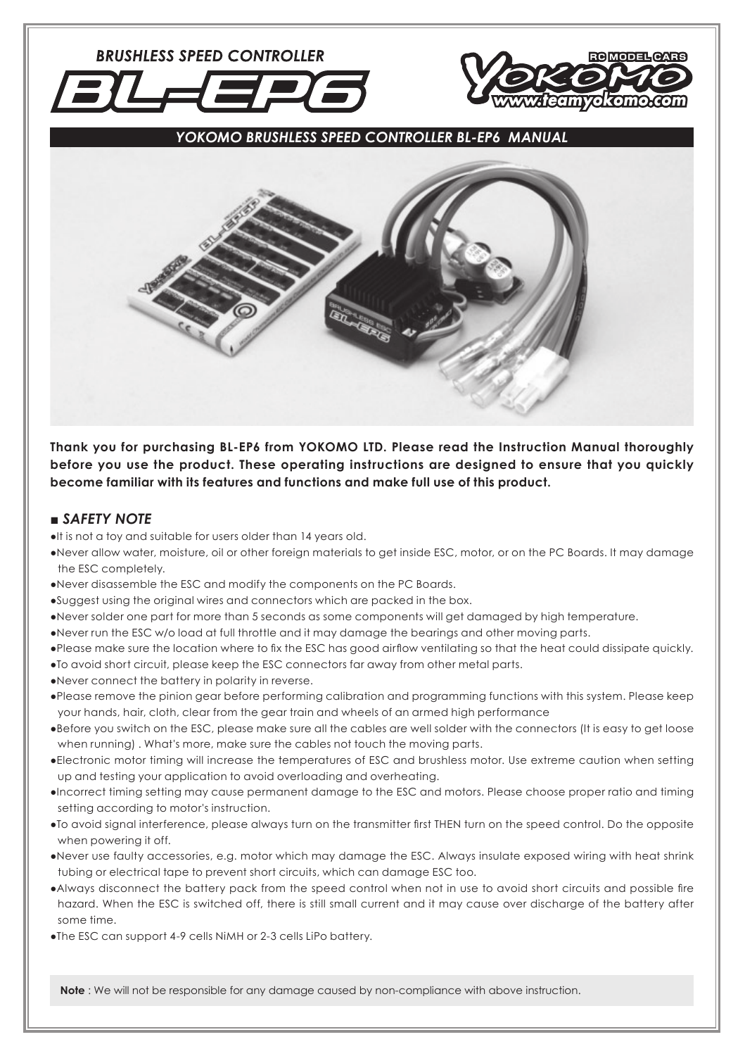*BRUSHLESS SPEED CONTROLLER*

# BL-EP6

YOKOMO RC MODEL CARS
www.teamyokomo.com

## *YOKOMO BRUSHLESS SPEED CONTROLLER BL-EP6 MANUAL*

**Thank you for purchasing BL-EP6 from YOKOMO LTD. Please read the Instruction Manual thoroughly before you use the product. These operating instructions are designed to ensure that you quickly become familiar with its features and functions and make full use of this product.**

## ■ *SAFETY NOTE*

- It is not a toy and suitable for users older than 14 years old.
- Never allow water, moisture, oil or other foreign materials to get inside ESC, motor, or on the PC Boards. It may damage the ESC completely.
- Never disassemble the ESC and modify the components on the PC Boards.
- Suggest using the original wires and connectors which are packed in the box.
- Never solder one part for more than 5 seconds as some components will get damaged by high temperature.
- Never run the ESC w/o load at full throttle and it may damage the bearings and other moving parts.
- Please make sure the location where to fix the ESC has good airflow ventilating so that the heat could dissipate quickly.
- To avoid short circuit, please keep the ESC connectors far away from other metal parts.
- Never connect the battery in polarity in reverse.
- Please remove the pinion gear before performing calibration and programming functions with this system. Please keep your hands, hair, cloth, clear from the gear train and wheels of an armed high performance
- Before you switch on the ESC, please make sure all the cables are well solder with the connectors (It is easy to get loose when running) . What's more, make sure the cables not touch the moving parts.
- Electronic motor timing will increase the temperatures of ESC and brushless motor. Use extreme caution when setting up and testing your application to avoid overloading and overheating.
- Incorrect timing setting may cause permanent damage to the ESC and motors. Please choose proper ratio and timing setting according to motor's instruction.
- To avoid signal interference, please always turn on the transmitter first THEN turn on the speed control. Do the opposite when powering it off.
- Never use faulty accessories, e.g. motor which may damage the ESC. Always insulate exposed wiring with heat shrink tubing or electrical tape to prevent short circuits, which can damage ESC too.
- Always disconnect the battery pack from the speed control when not in use to avoid short circuits and possible fire hazard. When the ESC is switched off, there is still small current and it may cause over discharge of the battery after some time.
- The ESC can support 4-9 cells NiMH or 2-3 cells LiPo battery.

**Note** : We will not be responsible for any damage caused by non-compliance with above instruction.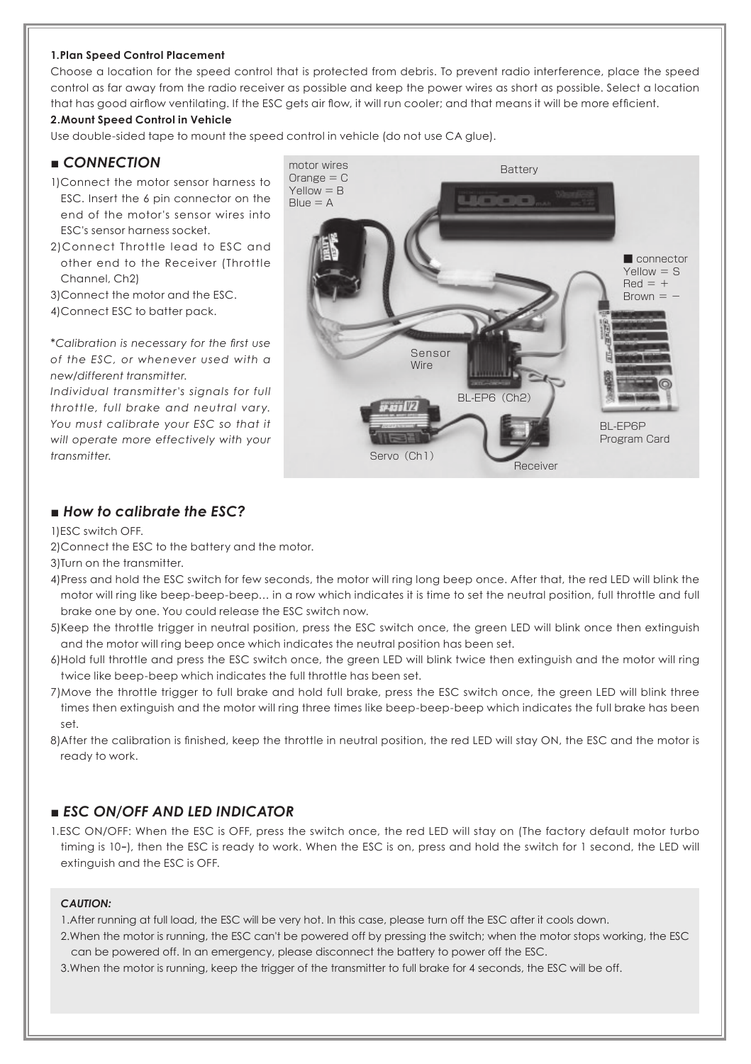**1.Plan Speed Control Placement**

Choose a location for the speed control that is protected from debris. To prevent radio interference, place the speed control as far away from the radio receiver as possible and keep the power wires as short as possible. Select a location that has good airflow ventilating. If the ESC gets air flow, it will run cooler; and that means it will be more efficient.

**2.Mount Speed Control in Vehicle**

Use double-sided tape to mount the speed control in vehicle (do not use CA glue).

## ■ *CONNECTION*

1)Connect the motor sensor harness to ESC. Insert the 6 pin connector on the end of the motor's sensor wires into ESC's sensor harness socket.

2)Connect Throttle lead to ESC and other end to the Receiver (Throttle Channel, Ch2)

3)Connect the motor and the ESC.

4)Connect ESC to batter pack.

**Calibration is necessary for the first use of the ESC, or whenever used with a new/different transmitter.*

*Individual transmitter's signals for full throttle, full brake and neutral vary. You must calibrate your ESC so that it will operate more effectively with your transmitter.*

motor wires
Orange = C
Yellow = B
Blue = A

Battery

■ connector
Yellow = S
Red = +
Brown = −

Sensor Wire

BL-EP6（Ch2）

BL-EP6P Program Card

Servo（Ch1）

Receiver

## ■ *How to calibrate the ESC?*

1)ESC switch OFF.

2)Connect the ESC to the battery and the motor.

3)Turn on the transmitter.

4)Press and hold the ESC switch for few seconds, the motor will ring long beep once. After that, the red LED will blink the motor will ring like beep-beep-beep... in a row which indicates it is time to set the neutral position, full throttle and full brake one by one. You could release the ESC switch now.

5)Keep the throttle trigger in neutral position, press the ESC switch once, the green LED will blink once then extinguish and the motor will ring beep once which indicates the neutral position has been set.

6)Hold full throttle and press the ESC switch once, the green LED will blink twice then extinguish and the motor will ring twice like beep-beep which indicates the full throttle has been set.

7)Move the throttle trigger to full brake and hold full brake, press the ESC switch once, the green LED will blink three times then extinguish and the motor will ring three times like beep-beep-beep which indicates the full brake has been set.

8)After the calibration is finished, keep the throttle in neutral position, the red LED will stay ON, the ESC and the motor is ready to work.

## ■ *ESC ON/OFF AND LED INDICATOR*

1.ESC ON/OFF: When the ESC is OFF, press the switch once, the red LED will stay on (The factory default motor turbo timing is 10–), then the ESC is ready to work. When the ESC is on, press and hold the switch for 1 second, the LED will extinguish and the ESC is OFF.

***CAUTION:***

1.After running at full load, the ESC will be very hot. In this case, please turn off the ESC after it cools down.

2.When the motor is running, the ESC can't be powered off by pressing the switch; when the motor stops working, the ESC can be powered off. In an emergency, please disconnect the battery to power off the ESC.

3.When the motor is running, keep the trigger of the transmitter to full brake for 4 seconds, the ESC will be off.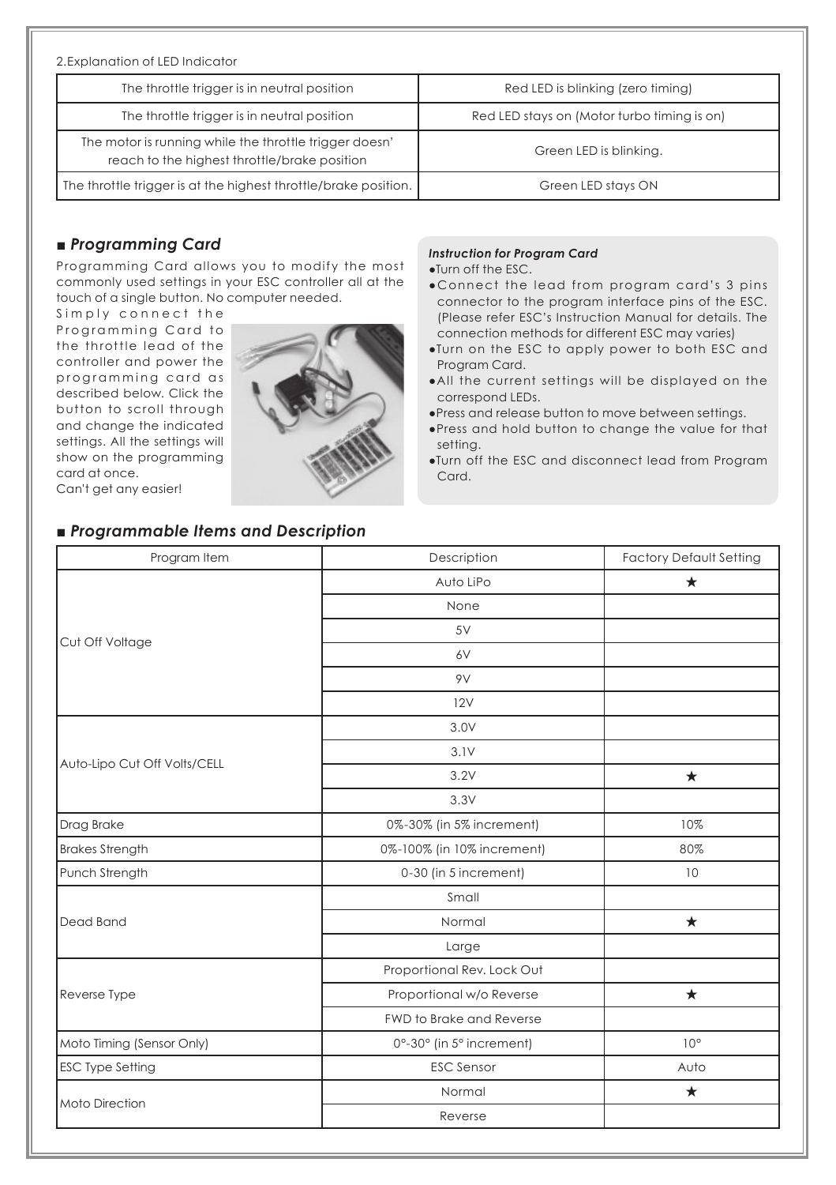2.Explanation of LED Indicator

| | |
|---|---|
| The throttle trigger is in neutral position | Red LED is blinking (zero timing) |
| The throttle trigger is in neutral position | Red LED stays on (Motor turbo timing is on) |
| The motor is running while the throttle trigger doesn' reach to the highest throttle/brake position | Green LED is blinking. |
| The throttle trigger is at the highest throttle/brake position. | Green LED stays ON |

## ■ *Programming Card*

Programming Card allows you to modify the most commonly used settings in your ESC controller all at the touch of a single button. No computer needed.

Simply connect the Programming Card to the throttle lead of the controller and power the programming card as described below. Click the button to scroll through and change the indicated settings. All the settings will show on the programming card at once.
Can't get any easier!

***Instruction for Program Card***

- Turn off the ESC.
- Connect the lead from program card's 3 pins connector to the program interface pins of the ESC. (Please refer ESC's Instruction Manual for details. The connection methods for different ESC may varies)
- Turn on the ESC to apply power to both ESC and Program Card.
- All the current settings will be displayed on the correspond LEDs.
- Press and release button to move between settings.
- Press and hold button to change the value for that setting.
- Turn off the ESC and disconnect lead from Program Card.

## ■ *Programmable Items and Description*

| Program Item | Description | Factory Default Setting |
|---|---|---|
| Cut Off Voltage | Auto LiPo | ★ |
| | None | |
| | 5V | |
| | 6V | |
| | 9V | |
| | 12V | |
| Auto-Lipo Cut Off Volts/CELL | 3.0V | |
| | 3.1V | |
| | 3.2V | ★ |
| | 3.3V | |
| Drag Brake | 0%-30% (in 5% increment) | 10% |
| Brakes Strength | 0%-100% (in 10% increment) | 80% |
| Punch Strength | 0-30 (in 5 increment) | 10 |
| Dead Band | Small | |
| | Normal | ★ |
| | Large | |
| Reverse Type | Proportional Rev. Lock Out | |
| | Proportional w/o Reverse | ★ |
| | FWD to Brake and Reverse | |
| Moto Timing (Sensor Only) | 0°-30° (in 5° increment) | 10° |
| ESC Type Setting | ESC Sensor | Auto |
| Moto Direction | Normal | ★ |
| | Reverse | |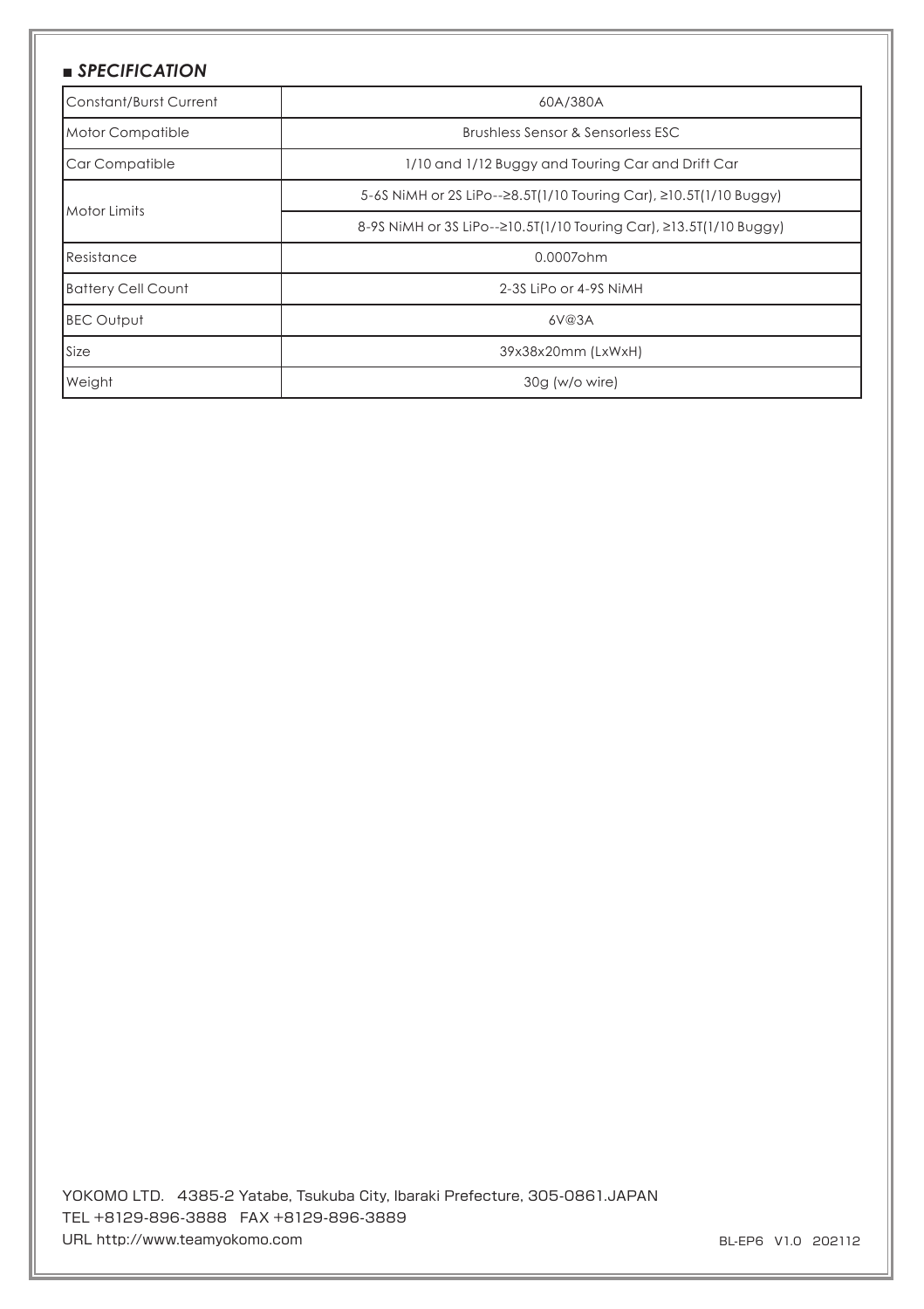## ■ *SPECIFICATION*

| | |
|---|---|
| Constant/Burst Current | 60A/380A |
| Motor Compatible | Brushless Sensor & Sensorless ESC |
| Car Compatible | 1/10 and 1/12 Buggy and Touring Car and Drift Car |
| Motor Limits | 5-6S NiMH or 2S LiPo--≥8.5T(1/10 Touring Car), ≥10.5T(1/10 Buggy) |
| | 8-9S NiMH or 3S LiPo--≥10.5T(1/10 Touring Car), ≥13.5T(1/10 Buggy) |
| Resistance | 0.0007ohm |
| Battery Cell Count | 2-3S LiPo or 4-9S NiMH |
| BEC Output | 6V@3A |
| Size | 39x38x20mm (LxWxH) |
| Weight | 30g (w/o wire) |

YOKOMO LTD.　4385-2 Yatabe, Tsukuba City, Ibaraki Prefecture, 305-0861.JAPAN
TEL +8129-896-3888　FAX +8129-896-3889
URL http://www.teamyokomo.com

BL-EP6 V1.0 202112